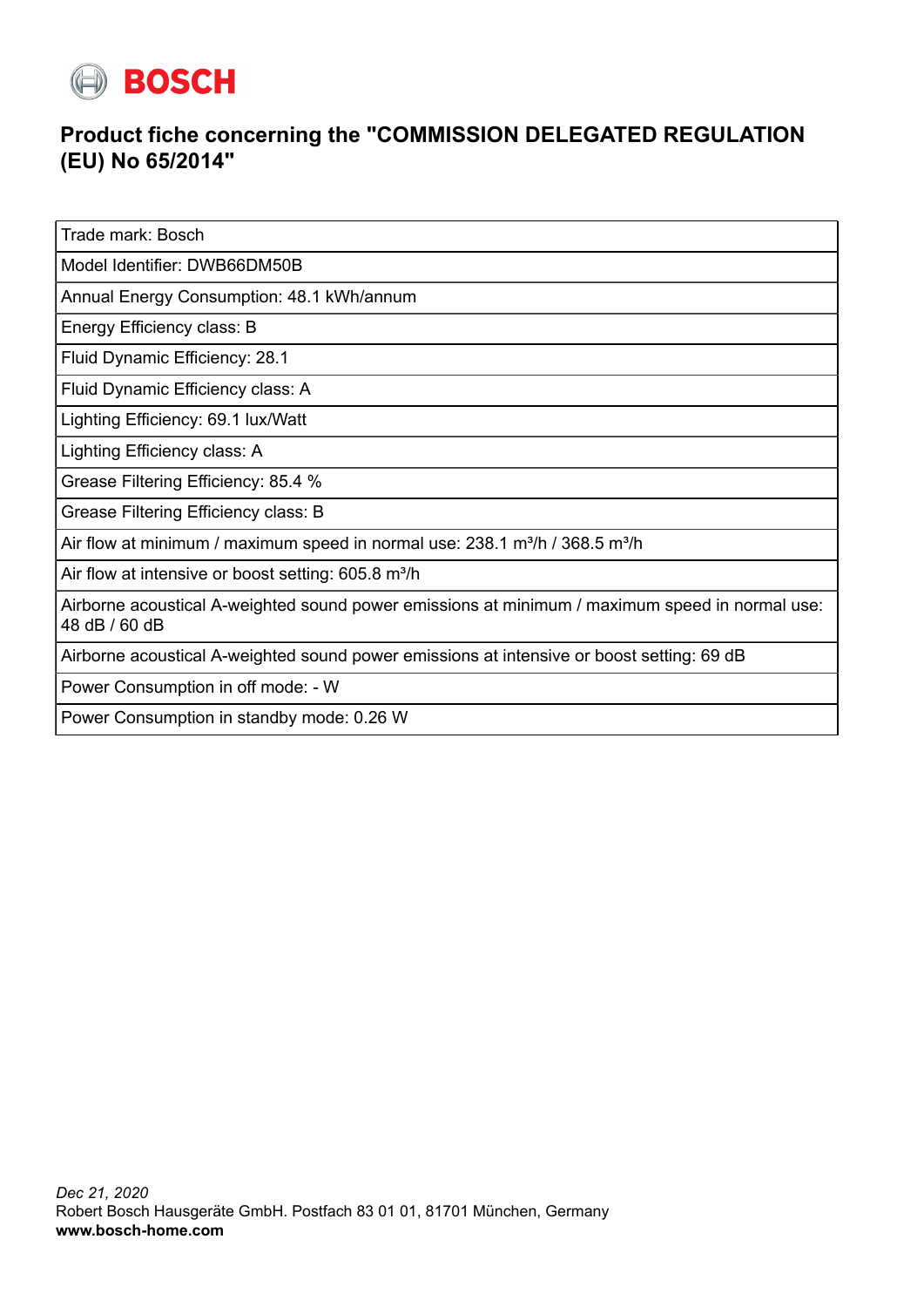BOSCH

# Product fiche concerning the "COMMISSION DELEGATED REGULATION (EU) No 65/2014"

| Trade mark: Bosch |
|---|
| Model Identifier: DWB66DM50B |
| Annual Energy Consumption: 48.1 kWh/annum |
| Energy Efficiency class: B |
| Fluid Dynamic Efficiency: 28.1 |
| Fluid Dynamic Efficiency class: A |
| Lighting Efficiency: 69.1 lux/Watt |
| Lighting Efficiency class: A |
| Grease Filtering Efficiency: 85.4 % |
| Grease Filtering Efficiency class: B |
| Air flow at minimum / maximum speed in normal use: 238.1 m³/h / 368.5 m³/h |
| Air flow at intensive or boost setting: 605.8 m³/h |
| Airborne acoustical A-weighted sound power emissions at minimum / maximum speed in normal use: 48 dB / 60 dB |
| Airborne acoustical A-weighted sound power emissions at intensive or boost setting: 69 dB |
| Power Consumption in off mode: - W |
| Power Consumption in standby mode: 0.26 W |

*Dec 21, 2020*
Robert Bosch Hausgeräte GmbH. Postfach 83 01 01, 81701 München, Germany
**www.bosch-home.com**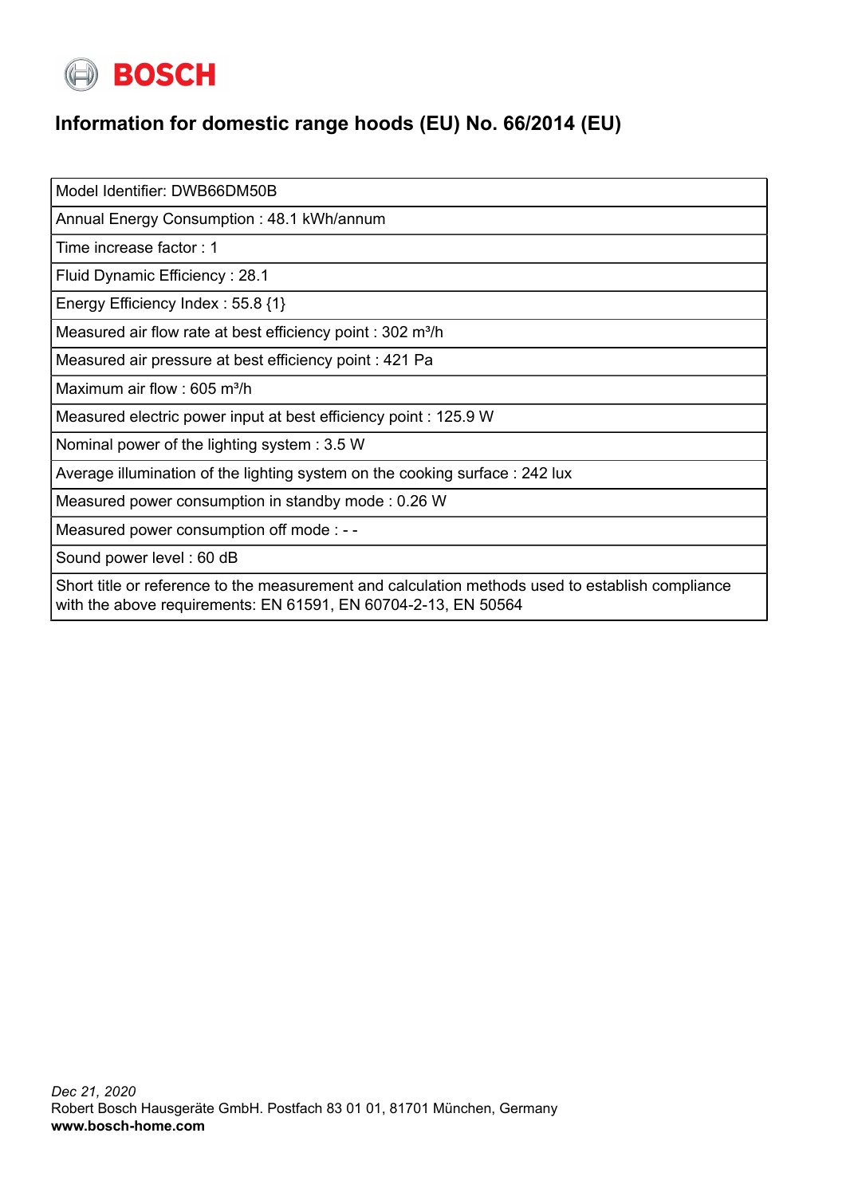BOSCH

# Information for domestic range hoods (EU) No. 66/2014 (EU)

| |
|---|
| Model Identifier: DWB66DM50B |
| Annual Energy Consumption : 48.1 kWh/annum |
| Time increase factor : 1 |
| Fluid Dynamic Efficiency : 28.1 |
| Energy Efficiency Index : 55.8 {1} |
| Measured air flow rate at best efficiency point : 302 m³/h |
| Measured air pressure at best efficiency point : 421 Pa |
| Maximum air flow : 605 m³/h |
| Measured electric power input at best efficiency point : 125.9 W |
| Nominal power of the lighting system : 3.5 W |
| Average illumination of the lighting system on the cooking surface : 242 lux |
| Measured power consumption in standby mode : 0.26 W |
| Measured power consumption off mode : - - |
| Sound power level : 60 dB |
| Short title or reference to the measurement and calculation methods used to establish compliance with the above requirements: EN 61591, EN 60704-2-13, EN 50564 |

*Dec 21, 2020*
Robert Bosch Hausgeräte GmbH. Postfach 83 01 01, 81701 München, Germany
**www.bosch-home.com**